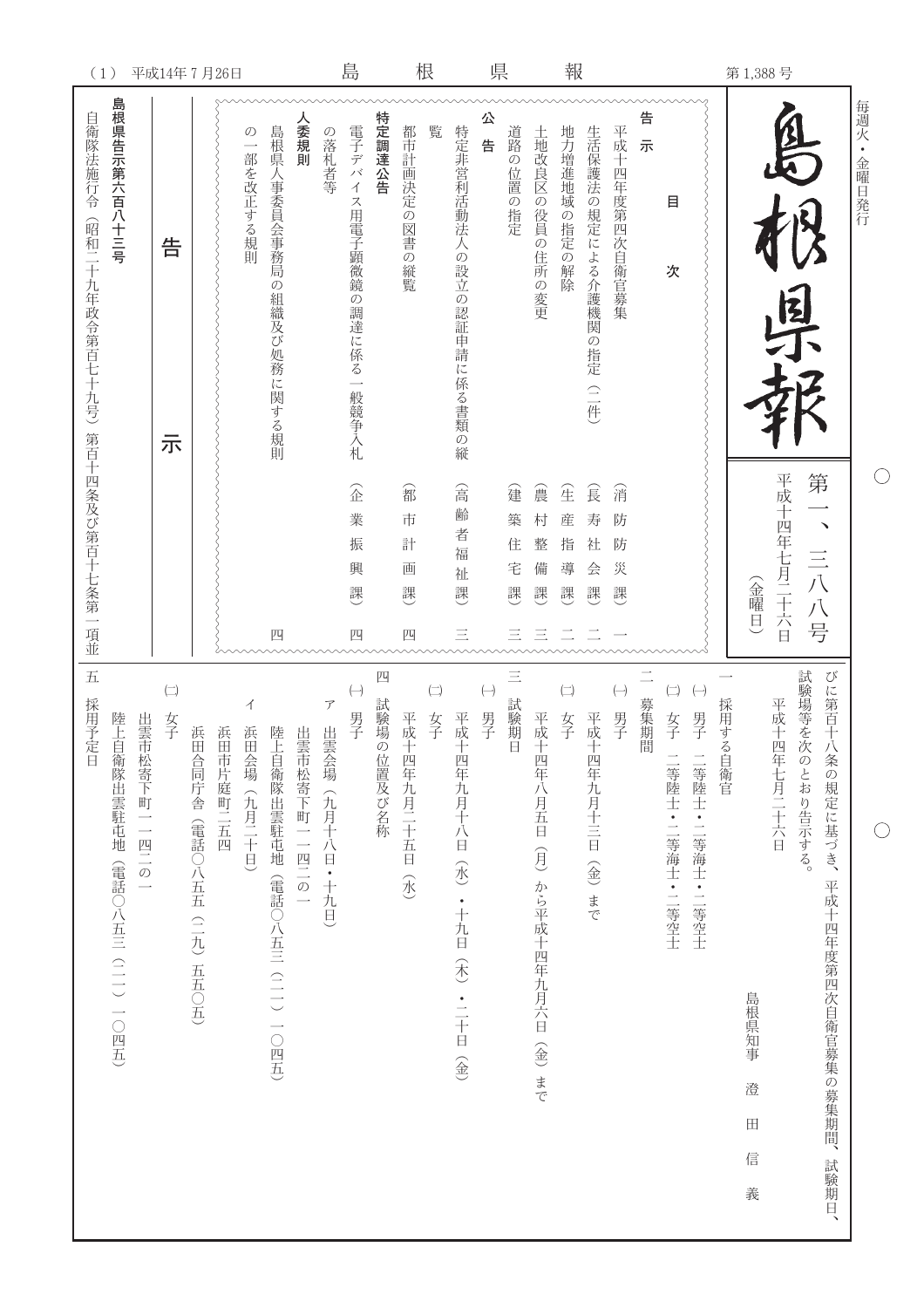# 島根県報

毎週火・金曜日発行

第一、三八八号

平成十四年七月二十六日（金曜日）

## 目次

**告示**

- 平成十四年度第四次自衛官募集（消防防災課）一
- 生活保護法の規定による介護機関の指定（二件）（長寿社会課）二
- 地力増進地域の指定の解除（生産指導課）二
- 土地改良区の役員の住所の変更（農村整備課）三
- 道路の位置の指定（建築住宅課）三

**公告**

- 特定非営利活動法人の設立の認証申請に係る書類の縦覧（高齢者福祉課）三
- 都市計画決定の図書の縦覧（都市計画課）四

**特定調達公告**

- 電子デバイス用電子顕微鏡の調達に係る一般競争入札の落札者等（企業振興課）四

**人委規則**

- 島根県人事委員会事務局の組織及び処務に関する規則の一部を改正する規則　四

## 告示

**島根県告示第六百八十三号**

自衛隊法施行令（昭和二十九年政令第百七十九号）第百十四条及び第百十七条第一項並びに第百十八条の規定に基づき、平成十四年度第四次自衛官募集の募集期間、試験期日、試験場等を次のとおり告示する。

平成十四年七月二十六日

島根県知事　澄田　信義

一　採用する自衛官

（一）男子　二等陸士・二等海士・二等空士

（二）女子　二等陸士・二等海士・二等空士

二　募集期間

（一）男子

平成十四年九月十三日（金）まで

（二）女子

平成十四年八月五日（月）から平成十四年九月六日（金）まで

三　試験期日

（一）男子

平成十四年九月十八日（水）・十九日（木）・二十日（金）

（二）女子

平成十四年九月二十五日（水）

四　試験場の位置及び名称

（一）男子

ア　出雲会場（九月十八日・十九日）

出雲市松寄下町一一四二の一

陸上自衛隊出雲駐屯地（電話〇八五三（二一）一〇四五）

イ　浜田会場（九月二十日）

浜田市片庭町二五四

浜田合同庁舎（電話〇八五五（二九）五五〇五）

（二）女子

出雲市松寄下町一一四二の一

陸上自衛隊出雲駐屯地（電話〇八五三（二一）一〇四五）

五　採用予定日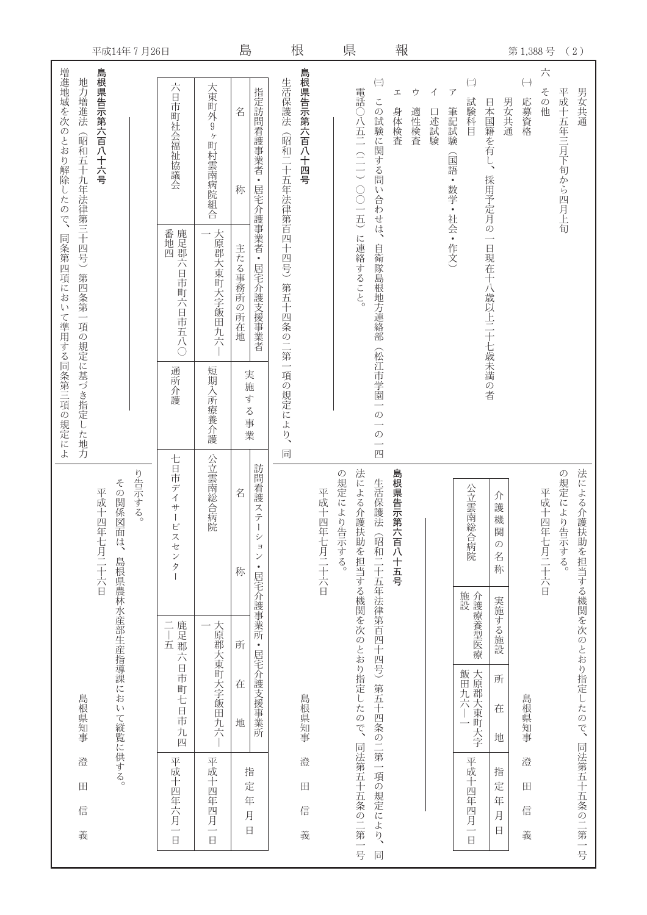男女共通

平成十五年三月下旬から四月上旬

六　その他

(一)　応募資格

男女共通

日本国籍を有し、採用予定月の一日現在十八歳以上二十七歳未満の者

(二)　試験科目

ア　筆記試験（国語・数学・社会・作文）

イ　口述試験

ウ　適性検査

エ　身体検査

(三)　この試験に関する問い合わせは、自衛隊島根地方連絡部（松江市学園一の一の一四　電話〇八五二（二一）〇〇一五）に連絡すること。

---

法による介護扶助を担当する機関を次のとおり指定したので、同法第五十五条の二第一号の規定により告示する。

平成十四年七月二十六日

島根県知事　澄　田　信　義

| 介護機関の名称 | 実施する施設 | 所在地 | 指定年月日 |
|---|---|---|---|
| 公立雲南総合病院 | 介護療養型医療施設 | 大原郡大東町大字飯田九六―一 | 平成十四年四月一日 |

---

**島根県告示第六百八十四号**

生活保護法（昭和二十五年法律第百四十四号）第五十四条の二第一項の規定により、同法による介護扶助を担当する機関を次のとおり指定したので、同法第五十五条の二第一号の規定により告示する。

平成十四年七月二十六日

島根県知事　澄　田　信　義

| 指定訪問看護事業者・居宅介護事業者・居宅介護支援事業者 | | 実施する事業 | 訪問看護ステーション・居宅介護事業所・居宅介護支援事業所 | | 指定年月日 |
|---|---|---|---|---|---|
| 名称 | 主たる事務所の所在地 | | 名称 | 所在地 | |
| 大東町外9ヶ町村雲南病院組合 | 大原郡大東町大字飯田九六―一 | 短期入所療養介護 | 公立雲南総合病院 | 大原郡大東町大字飯田九六―一 | 平成十四年四月一日 |
| 六日市町社会福祉協議会 | 鹿足郡六日市町六日市五八〇番地四 | 通所介護 | 七日市デイサービスセンター | 鹿足郡六日市町七日市九四二―五 | 平成十四年六月一日 |

---

**島根県告示第六百八十五号**

生活保護法（昭和二十五年法律第百四十四号）第五十四条の二第一項の規定により、同法による介護扶助を担当する機関を次のとおり指定したので、同法第五十五条の二第一号の規定により告示する。

平成十四年七月二十六日

島根県知事　澄　田　信　義

---

**島根県告示第六百八十六号**

地力増進法（昭和五十九年法律第三十四号）第四条第一項の規定に基づき指定した地力増進地域を次のとおり解除したので、同条第四項において準用する同条第三項の規定により告示する。

その関係図面は、島根県農林水産部生産指導課において縦覧に供する。

平成十四年七月二十六日

島根県知事　澄　田　信　義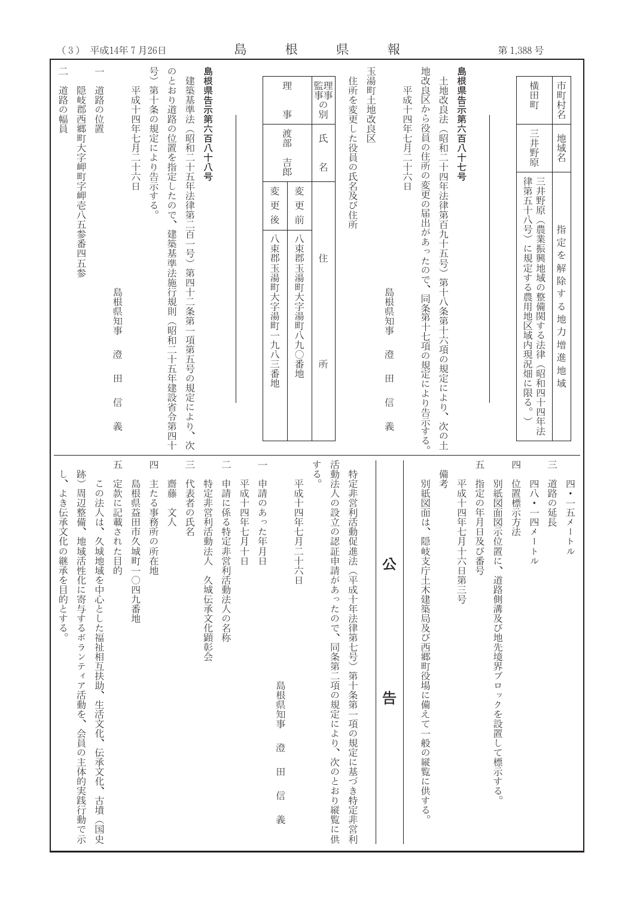| 市町村名 | 地域名 | 指定を解除する地力増進地域 |
| --- | --- | --- |
| 横田町 | 三井野原 | 三井野原（農業振興地域の整備に関する法律（昭和四十四年法律第五十八号）に規定する農用地区域内現況畑に限る。） |

## 島根県告示第六百八十七号

土地改良法（昭和二十四年法律第百九十五号）第十八条第十六項の規定により、次の土地改良区から役員の住所の変更の届出があったので、同条第十七項の規定により告示する。

平成十四年七月二十六日

島根県知事　澄　田　信　義

玉湯町土地改良区

住所を変更した役員の氏名及び住所

| 理事監事の別 | 氏名 | 住所 | |
| --- | --- | --- | --- |
| 理事 | 渡部　吉郎 | 変更前 | 八束郡玉湯町大字湯町八九〇番地 |
| | | 変更後 | 八束郡玉湯町大字湯町一九八三番地 |

## 島根県告示第六百八十八号

建築基準法（昭和二十五年法律第二百一号）第四十二条第一項第五号の規定により、次のとおり道路の位置を指定したので、建築基準法施行規則（昭和二十五年建設省令第四十号）第十条の規定により告示する。

平成十四年七月二十六日

島根県知事　澄　田　信　義

一　道路の位置

隠岐郡西郷町大字岬町字岬壱八五参番四五参

二　道路の幅員

四・一五メートル

三　道路の延長

四八・一四メートル

四　位置標示方法

別紙図面図示位置に、道路側溝及び地先境界ブロックを設置して標示する。

五　指定の年月日及び番号

平成十四年七月十六日第三号

備考

別紙図面は、隠岐支庁土木建築局及び西郷町役場に備えて一般の縦覧に供する。

# 公　　告

特定非営利活動促進法（平成十年法律第七号）第十条第一項の規定に基づき特定非営利活動法人の設立の認証申請があったので、同条第二項の規定により、次のとおり縦覧に供する。

平成十四年七月二十六日

島根県知事　澄　田　信　義

一　申請のあった年月日

平成十四年七月十日

二　申請に係る特定非営利活動法人の名称

特定非営利活動法人　久城伝承文化顕彰会

三　代表者の氏名

齋藤　文人

四　主たる事務所の所在地

島根県益田市久城町一〇四九番地

五　定款に記載された目的

この法人は、久城地域を中心とした福祉相互扶助、生活文化、伝承文化、古墳（国史跡）周辺整備、地域活性化に寄与するボランティア活動を、会員の主体的実践行動で示し、よき伝承文化の継承を目的とする。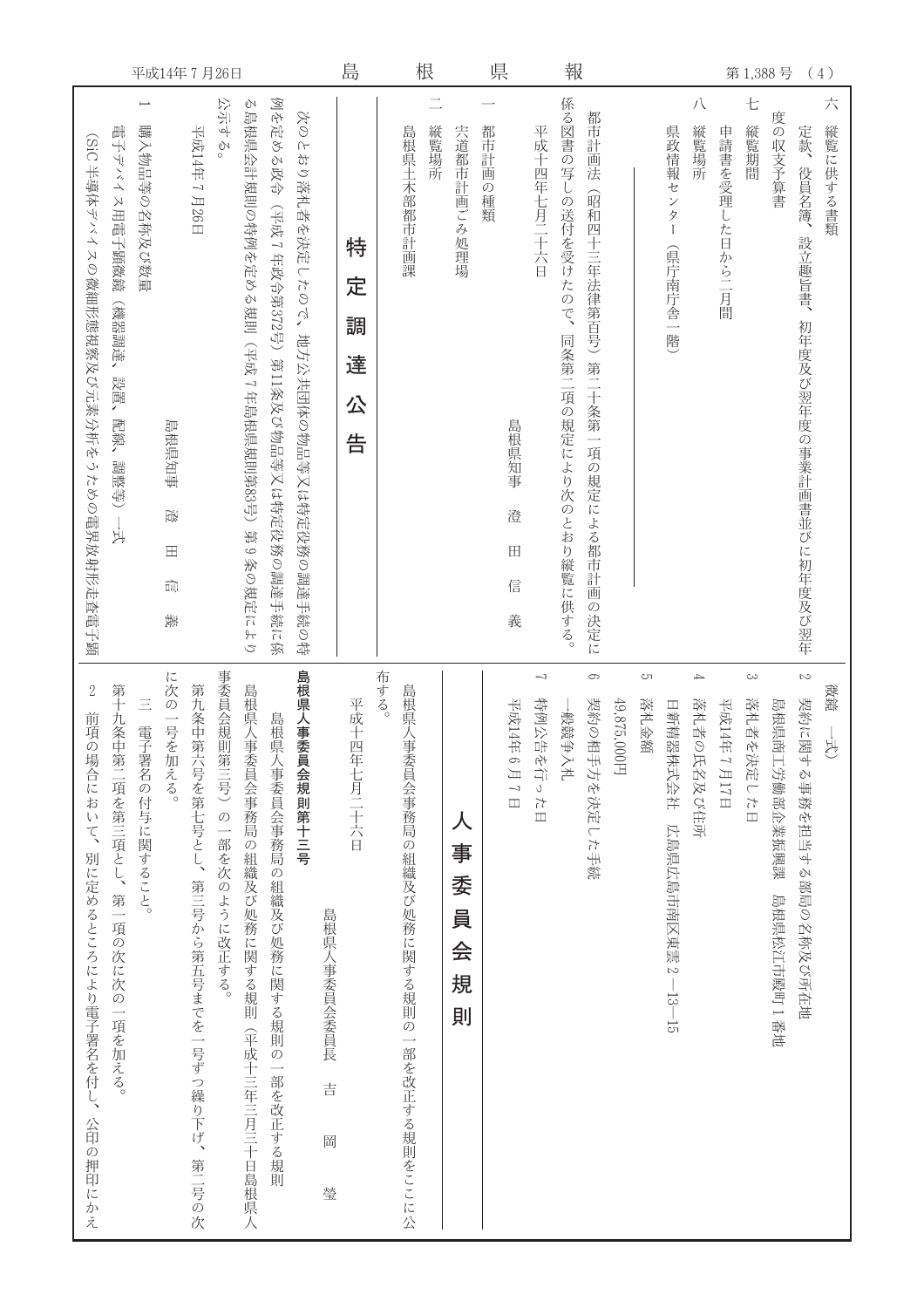六　縦覧に供する書類

定款、役員名簿、設立趣旨書、初年度及び翌年度の事業計画書並びに初年度及び翌年度の収支予算書

七　縦覧期間

申請書を受理した日から二月間

八　縦覧場所

県政情報センター（県庁南庁舎一階）

---

都市計画法（昭和四十三年法律第百号）第二十条第一項の規定による都市計画の決定に係る図書の写しの送付を受けたので、同条第二項の規定により次のとおり縦覧に供する。

平成十四年七月二十六日

島根県知事　澄　田　信　義

一　都市計画の種類

宍道都市計画ごみ処理場

二　縦覧場所

島根県土木部都市計画課

# 特定調達公告

次のとおり落札者を決定したので、地方公共団体の物品等又は特定役務の調達手続の特例を定める政令（平成7年政令第372号）第11条及び物品等又は特定役務の調達手続に係る島根県会計規則の特例を定める規則（平成7年島根県規則第83号）第9条の規定により公示する。

平成14年7月26日

島根県知事　澄　田　信　義

1　購入物品等の名称及び数量

電子デバイス用電子顕微鏡（機器調達、設置、配線、調整等）一式

（SiC 半導体デバイスの微細形態観察及び元素分析をうための電界放射形走査電子顕微鏡　一式）

2　契約に関する事務を担当する部局の名称及び所在地

島根県商工労働部企業振興課　島根県松江市殿町1番地

3　落札者を決定した日

平成14年7月17日

4　落札者の氏名及び住所

日新精器株式会社　広島県広島市南区東雲2－13－15

5　落札金額

49,875,000円

6　契約の相手方を決定した手続

一般競争入札

7　特例公告を行った日

平成14年6月7日

# 人事委員会規則

島根県人事委員会事務局の組織及び処務に関する規則の一部を改正する規則をここに公布する。

平成十四年七月二十六日

島根県人事委員会委員長　吉　岡　瑩

**島根県人事委員会規則第十三号**

島根県人事委員会事務局の組織及び処務に関する規則の一部を改正する規則

島根県人事委員会事務局の組織及び処務に関する規則（平成十三年三月三十日島根県人事委員会規則第三号）の一部を次のように改正する。

第九条中第六号を第七号とし、第三号から第五号までを一号ずつ繰り下げ、第二号の次に次の一号を加える。

三　電子署名の付与に関すること。

第十九条中第二項を第三項とし、第一項の次に次の一項を加える。

2　前項の場合において、別に定めるところにより電子署名を付し、公印の押印にかえ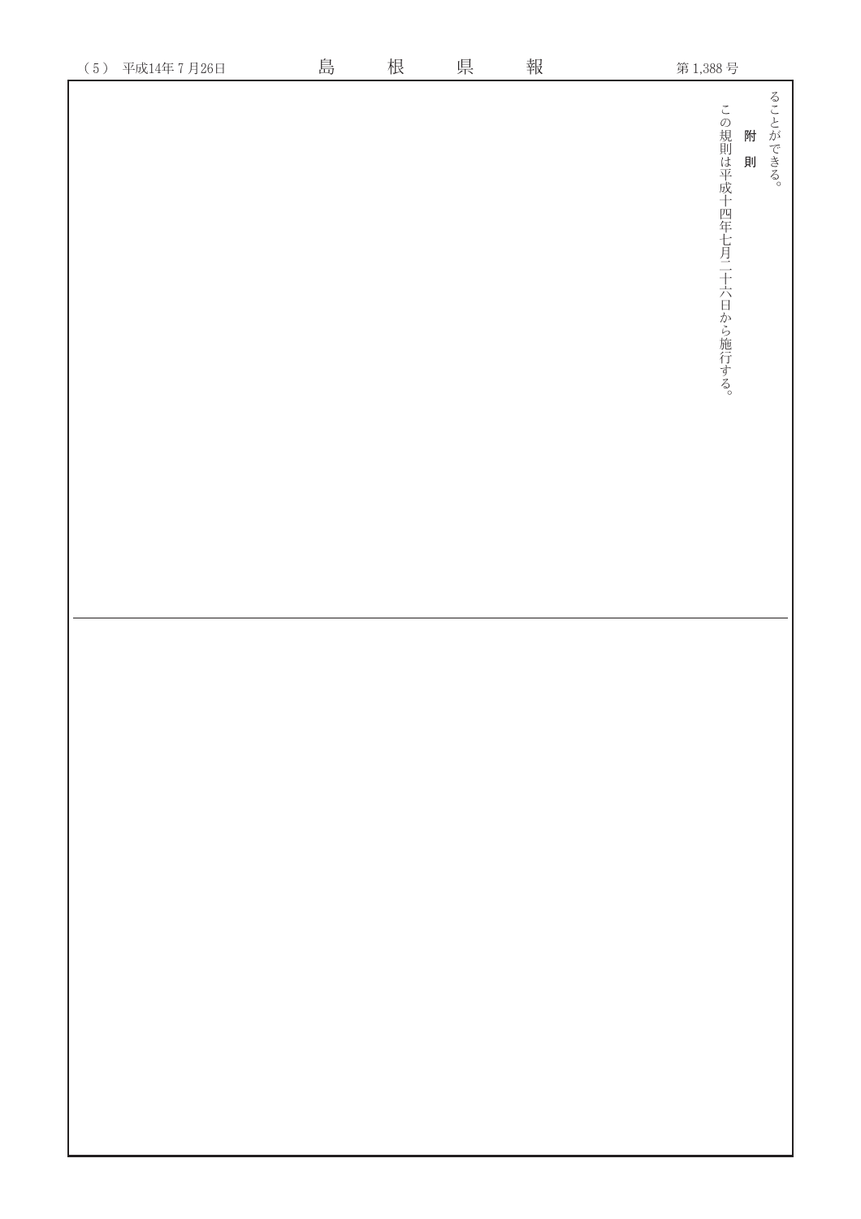ることができる。

附　則

この規則は平成十四年七月二十六日から施行する。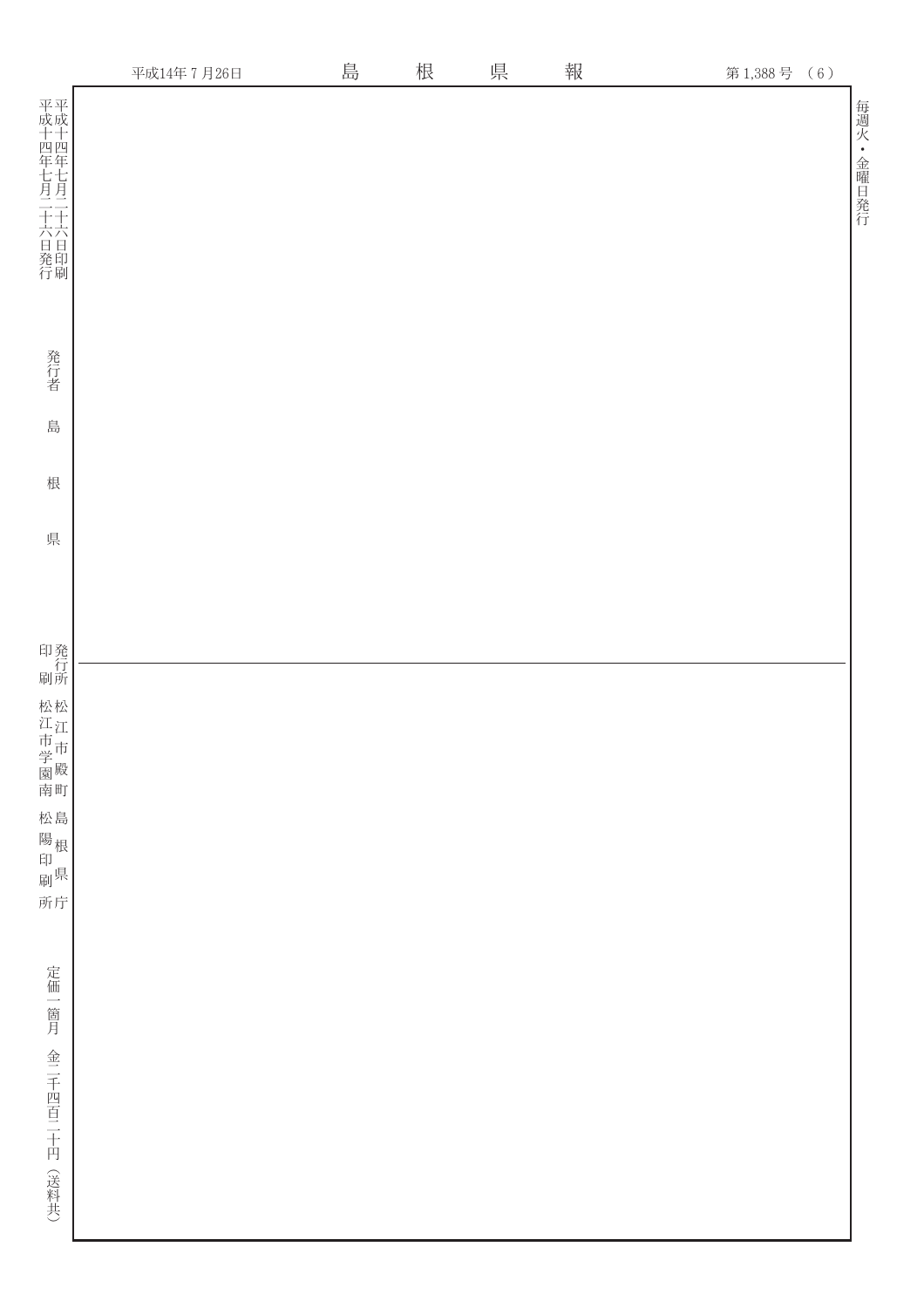平成十四年七月二十六日印刷
平成十四年七月二十六日発行

発行者　島根県

発行所　松江市殿町　島根県庁

印刷所　松江市学園南　松陽印刷所

定価一箇月　金二千四百二十円（送料共）

毎週火・金曜日発行